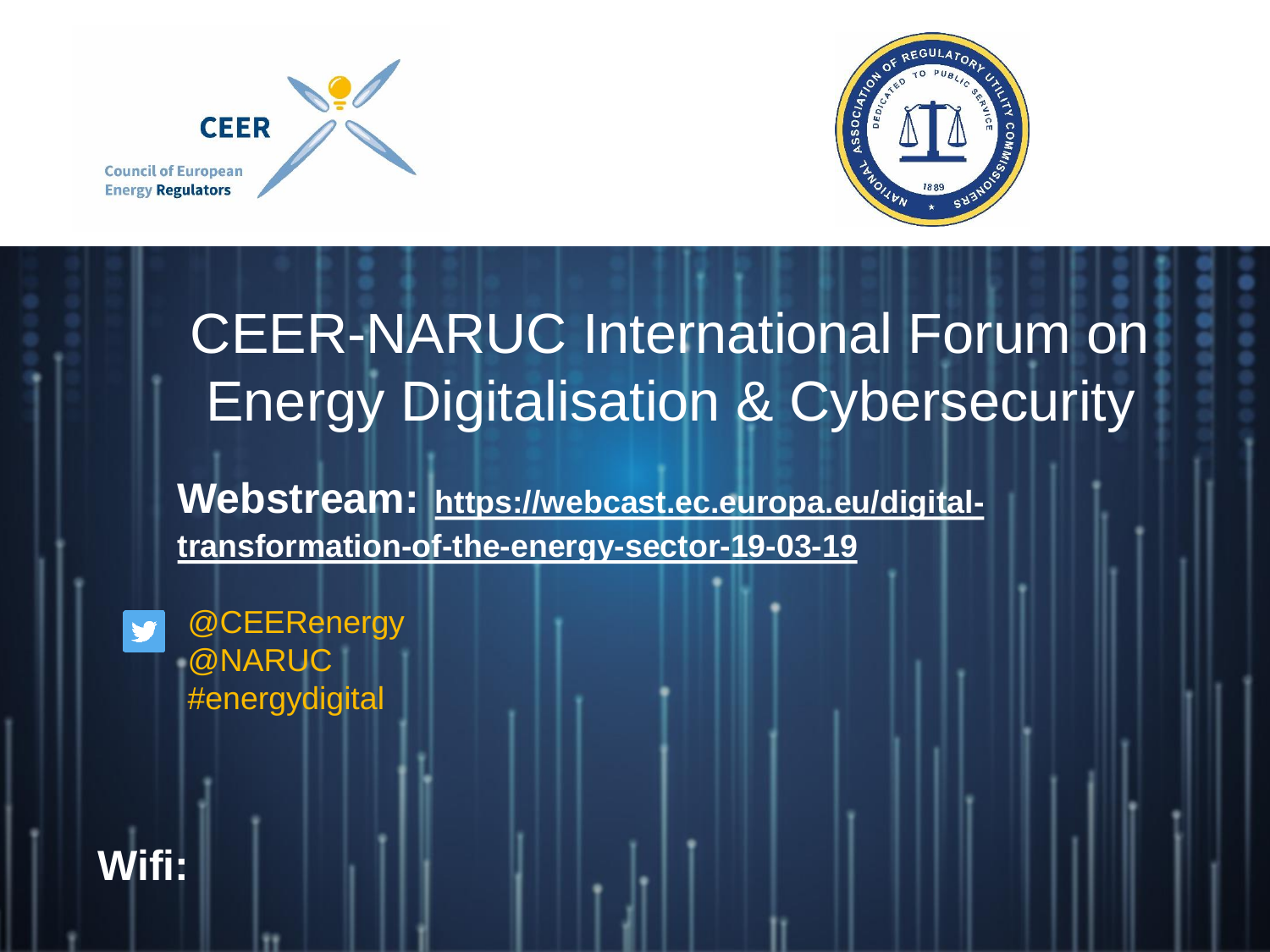CEER

Council of European Energy Regulators

# CEER-NARUC International Forum on Energy Digitalisation & Cybersecurity

**Webstream:** **https://webcast.ec.europa.eu/digital-transformation-of-the-energy-sector-19-03-19**

@CEERenergy
@NARUC
#energydigital

**Wifi:**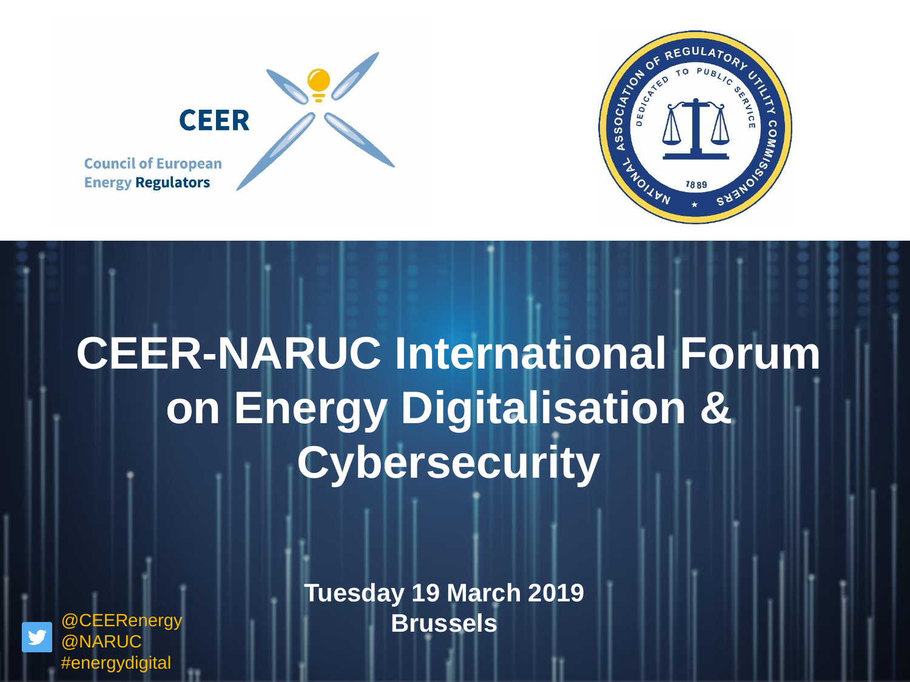CEER

Council of European Energy Regulators

NATIONAL ASSOCIATION OF REGULATORY UTILITY COMMISSIONERS

DEDICATED TO PUBLIC SERVICE

1889

# CEER-NARUC International Forum on Energy Digitalisation & Cybersecurity

**Tuesday 19 March 2019**
**Brussels**

@CEERenergy
@NARUC
#energydigital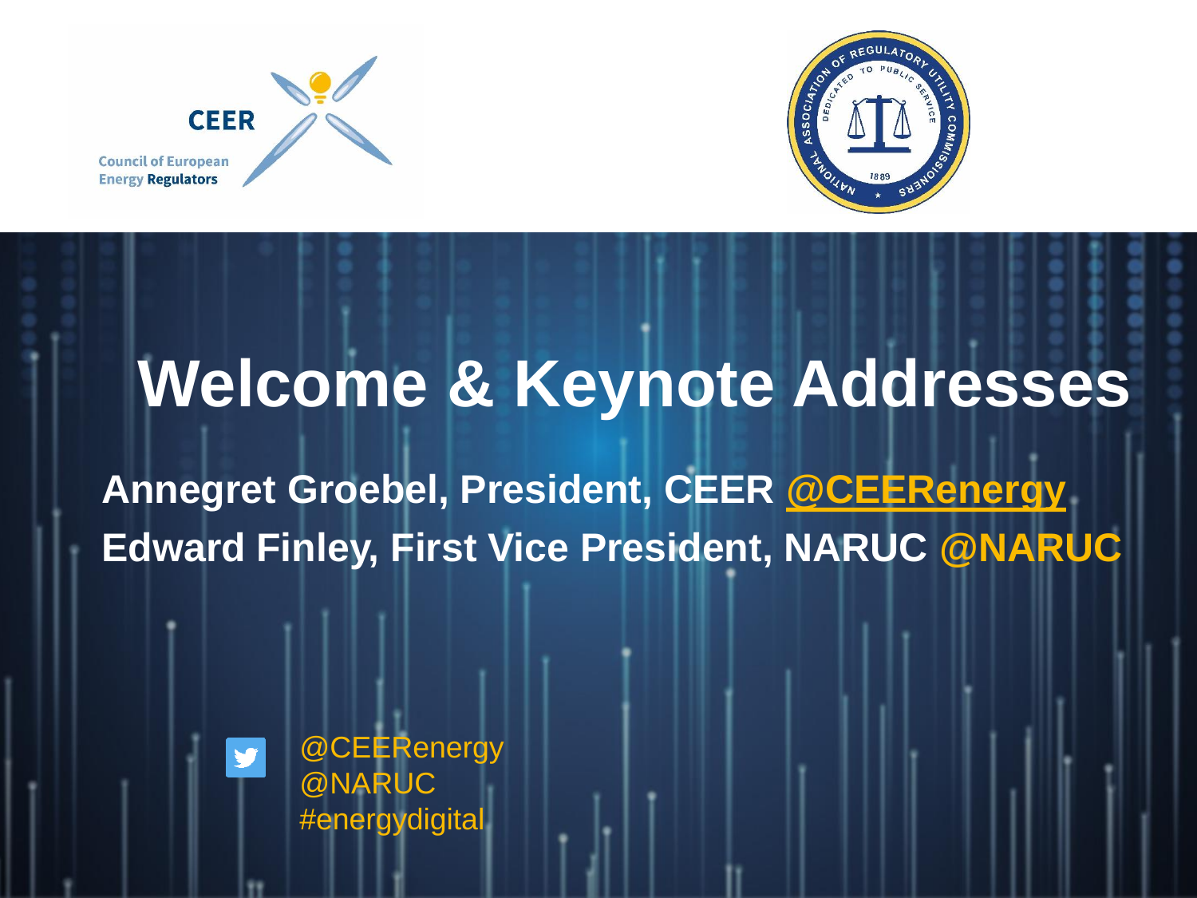CEER

Council of European Energy Regulators

NATIONAL ASSOCIATION OF REGULATORY UTILITY COMMISSIONERS

# Welcome & Keynote Addresses

**Annegret Groebel, President, CEER @CEERenergy**

**Edward Finley, First Vice President, NARUC @NARUC**

@CEERenergy
@NARUC
#energydigital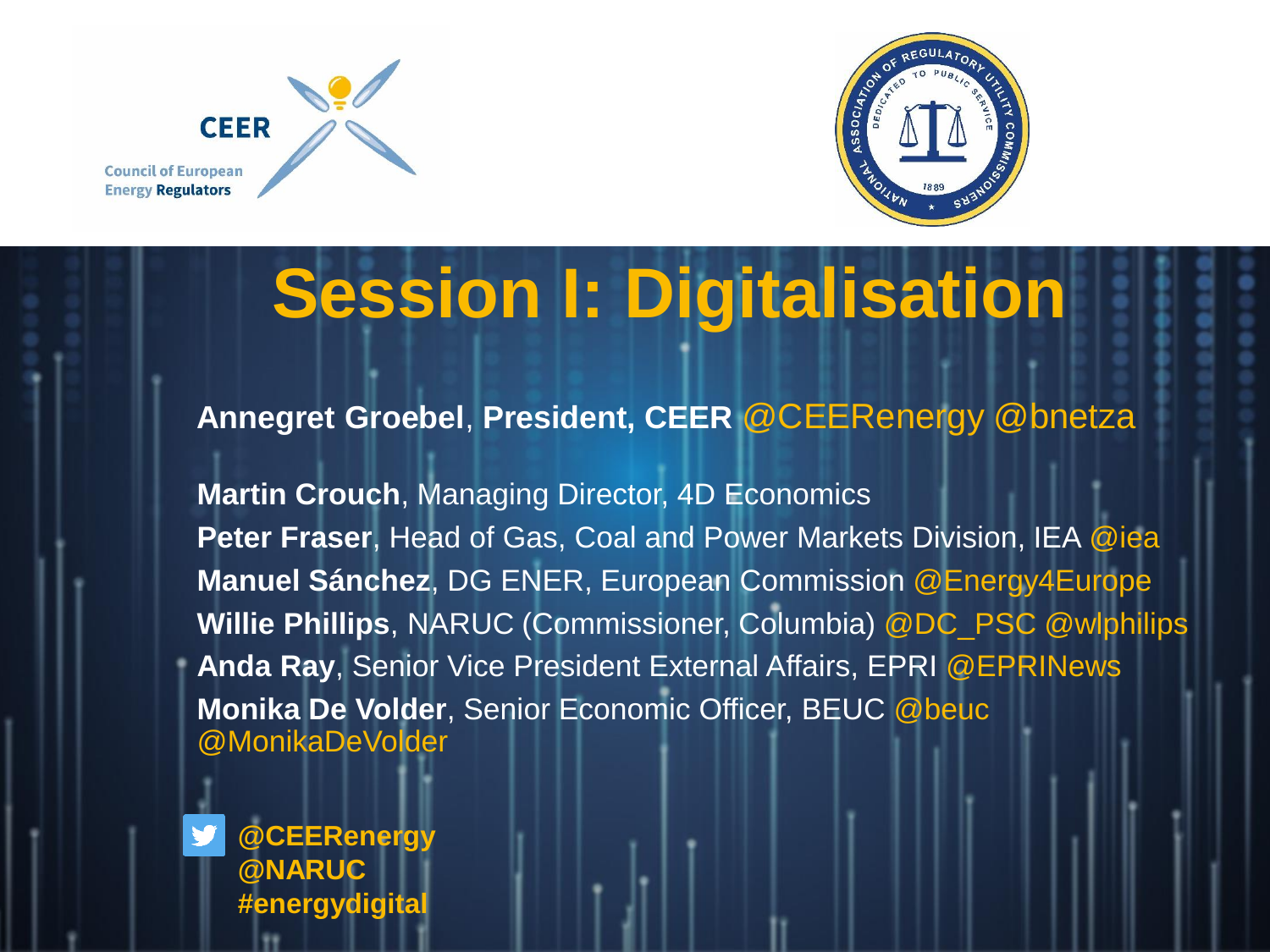CEER

Council of European Energy Regulators

# Session I: Digitalisation

**Annegret Groebel**, **President, CEER** @CEERenergy @bnetza

**Martin Crouch**, Managing Director, 4D Economics
**Peter Fraser**, Head of Gas, Coal and Power Markets Division, IEA @iea
**Manuel Sánchez**, DG ENER, European Commission @Energy4Europe
**Willie Phillips**, NARUC (Commissioner, Columbia) @DC_PSC @wlphilips
**Anda Ray**, Senior Vice President External Affairs, EPRI @EPRINews
**Monika De Volder**, Senior Economic Officer, BEUC @beuc @MonikaDeVolder

**@CEERenergy**
**@NARUC**
**#energydigital**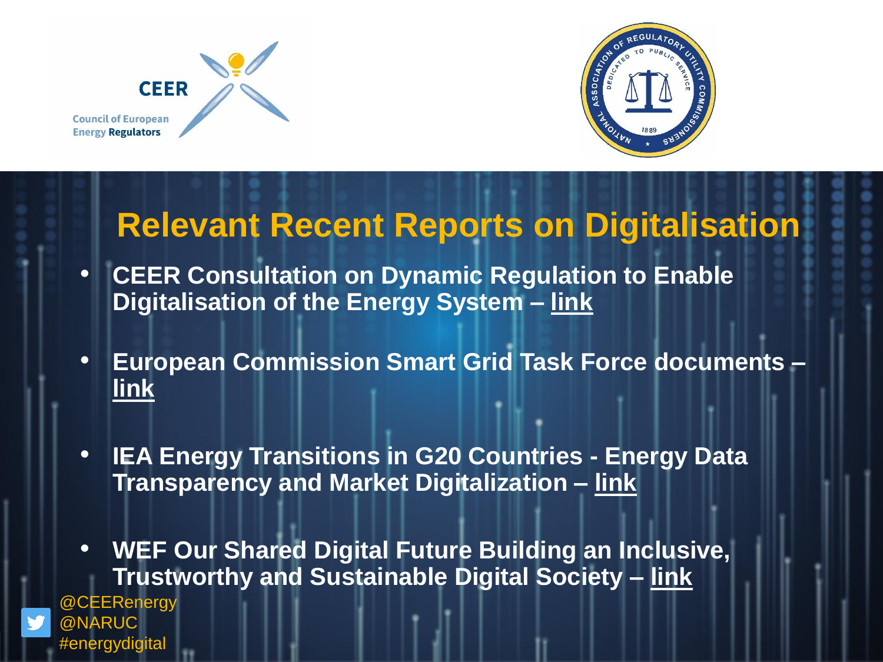# Relevant Recent Reports on Digitalisation

- **CEER Consultation on Dynamic Regulation to Enable Digitalisation of the Energy System – link**
- **European Commission Smart Grid Task Force documents – link**
- **IEA Energy Transitions in G20 Countries - Energy Data Transparency and Market Digitalization – link**
- **WEF Our Shared Digital Future Building an Inclusive, Trustworthy and Sustainable Digital Society – link**

@CEERenergy
@NARUC
#energydigital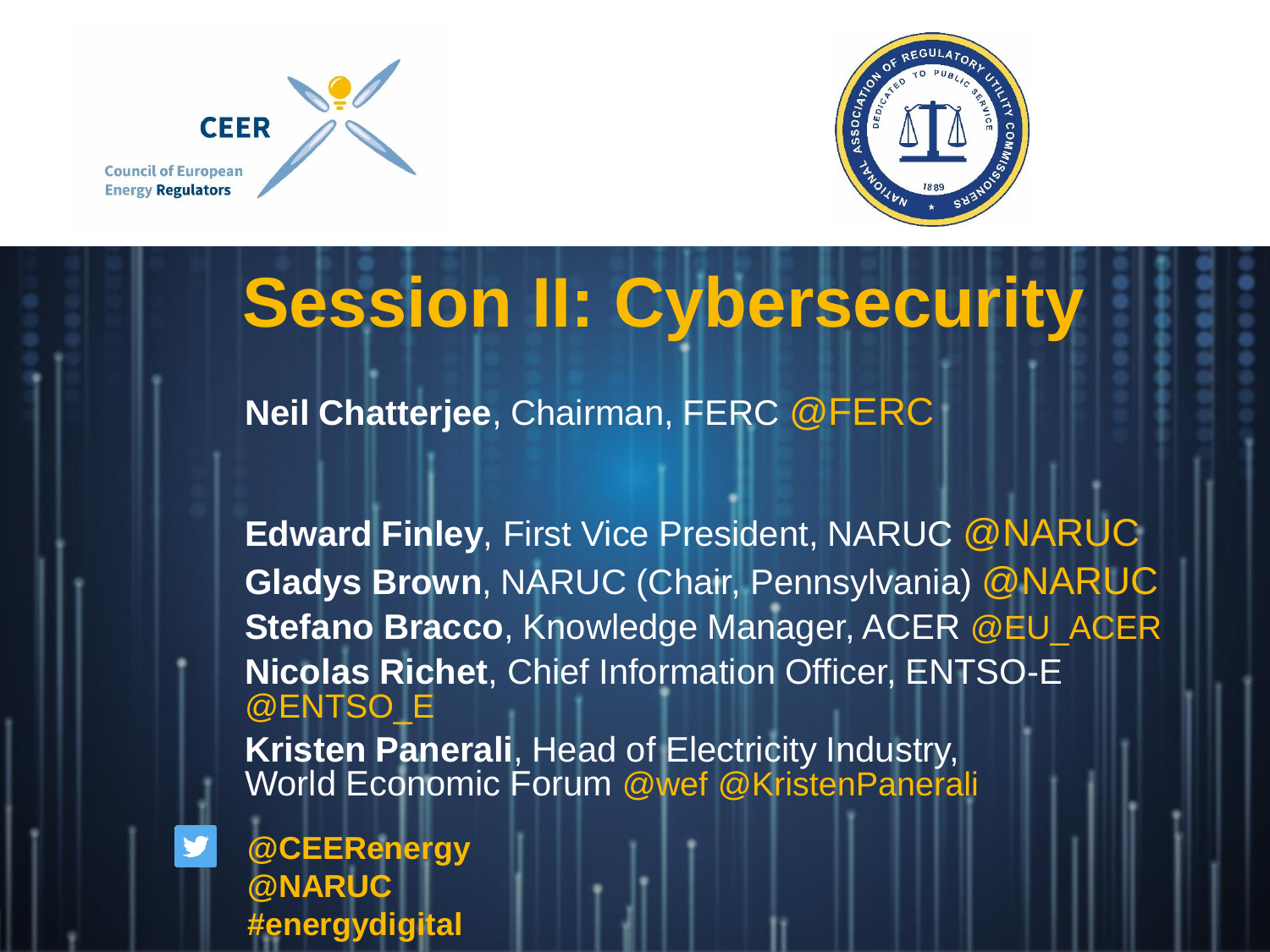CEER

Council of European Energy Regulators

# Session II: Cybersecurity

**Neil Chatterjee**, Chairman, FERC @FERC

**Edward Finley**, First Vice President, NARUC @NARUC
**Gladys Brown**, NARUC (Chair, Pennsylvania) @NARUC
**Stefano Bracco**, Knowledge Manager, ACER @EU_ACER
**Nicolas Richet**, Chief Information Officer, ENTSO-E @ENTSO_E
**Kristen Panerali**, Head of Electricity Industry, World Economic Forum @wef @KristenPanerali

**@CEERenergy**
**@NARUC**
**#energydigital**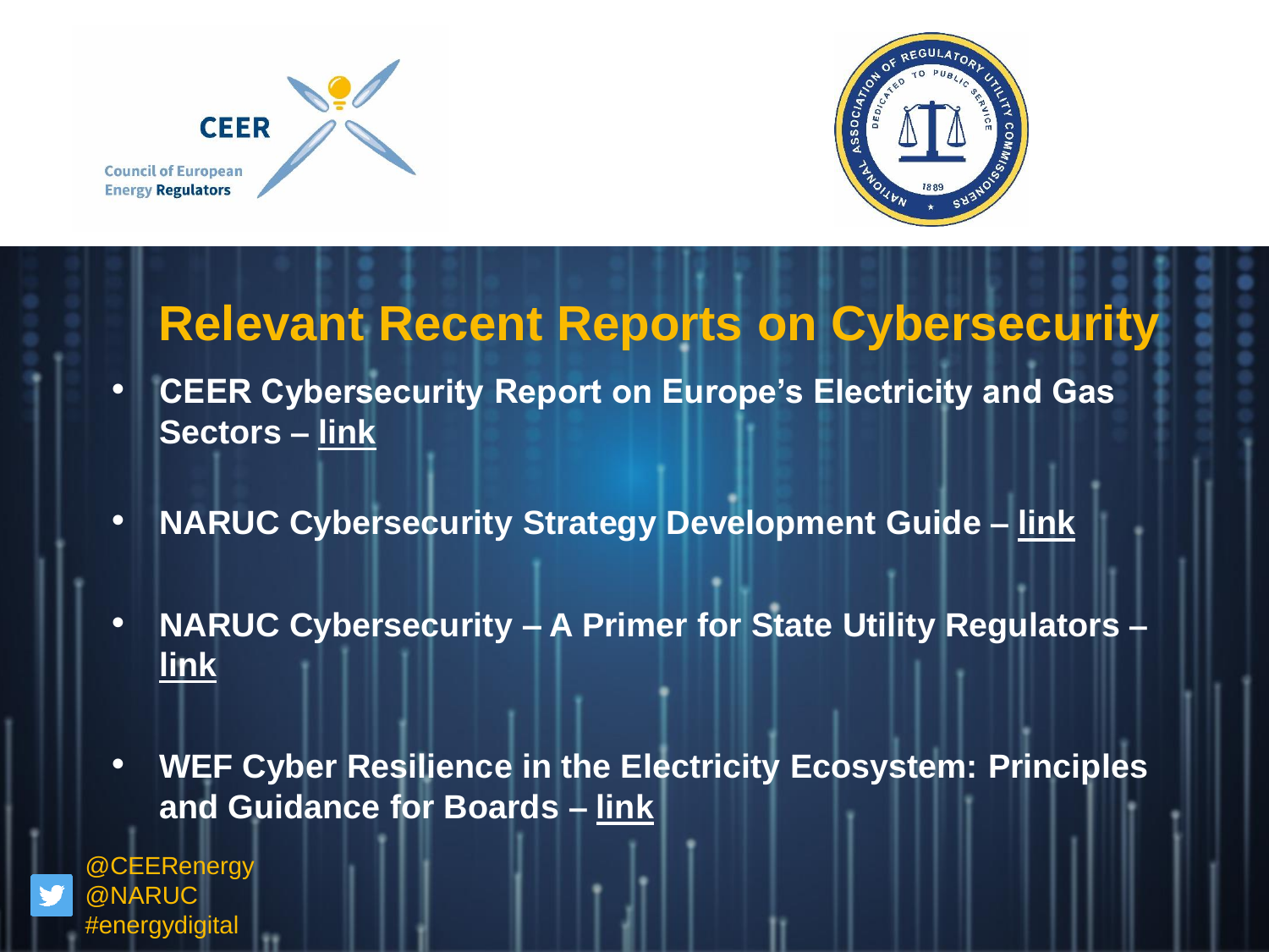# Relevant Recent Reports on Cybersecurity

- **CEER Cybersecurity Report on Europe's Electricity and Gas Sectors – link**
- **NARUC Cybersecurity Strategy Development Guide – link**
- **NARUC Cybersecurity – A Primer for State Utility Regulators – link**
- **WEF Cyber Resilience in the Electricity Ecosystem: Principles and Guidance for Boards – link**

@CEERenergy
@NARUC
#energydigital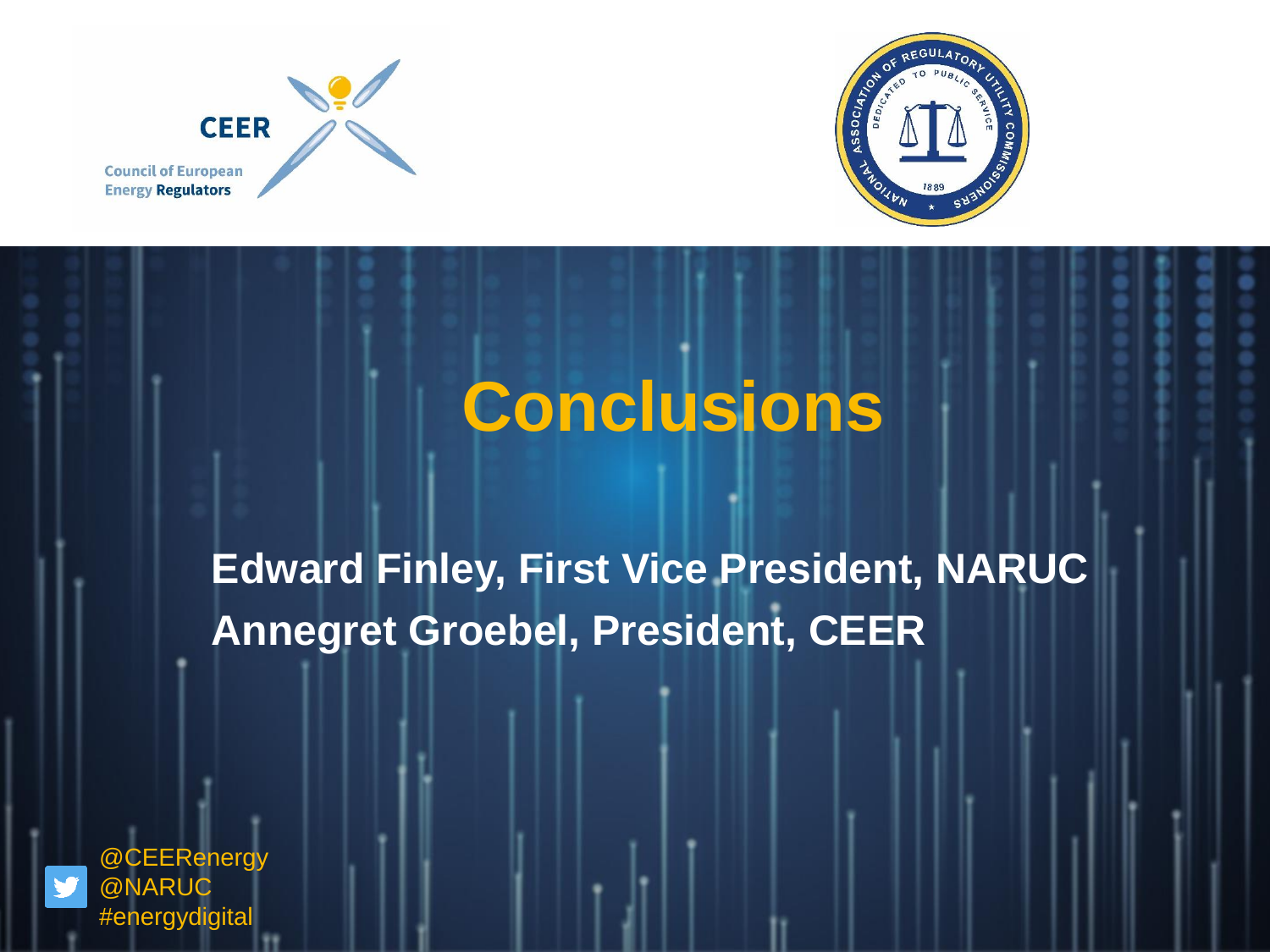CEER

Council of European Energy Regulators

# Conclusions

**Edward Finley, First Vice President, NARUC**

**Annegret Groebel, President, CEER**

@CEERenergy
@NARUC
#energydigital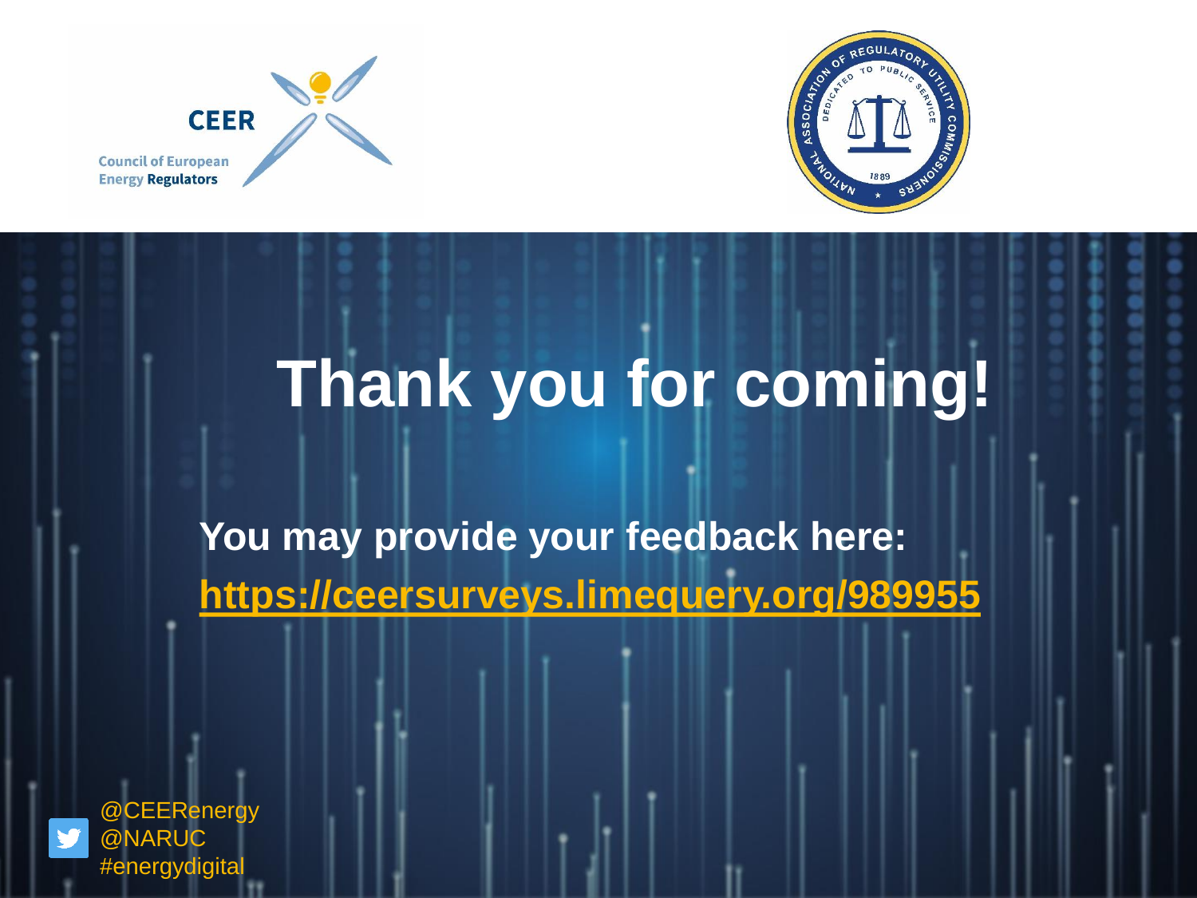CEER

Council of European Energy Regulators

NATIONAL ASSOCIATION OF REGULATORY UTILITY COMMISSIONERS
DEDICATED TO PUBLIC SERVICE
1889

# Thank you for coming!

**You may provide your feedback here:**

**https://ceersurveys.limequery.org/989955**

@CEERenergy
@NARUC
#energydigital